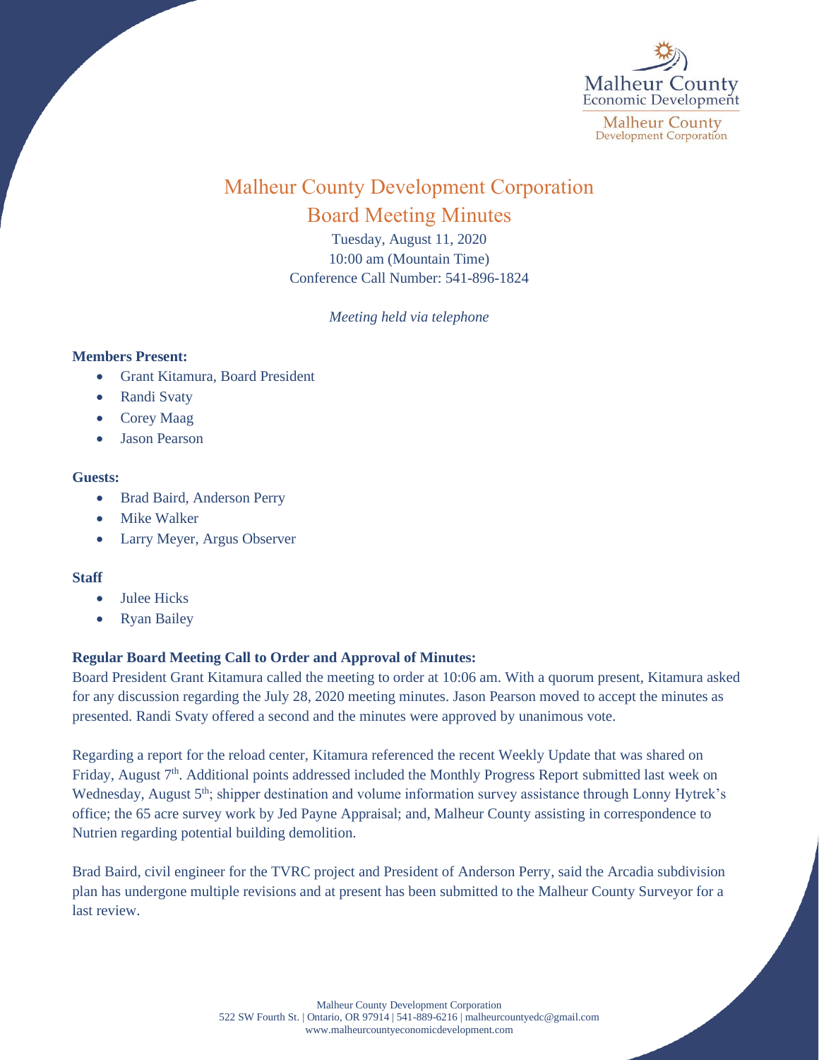# Malheur County Development Corporation

## Board Meeting Minutes

Tuesday, August 11, 2020
10:00 am (Mountain Time)
Conference Call Number: 541-896-1824

*Meeting held via telephone*

**Members Present:**

- Grant Kitamura, Board President
- Randi Svaty
- Corey Maag
- Jason Pearson

**Guests:**

- Brad Baird, Anderson Perry
- Mike Walker
- Larry Meyer, Argus Observer

**Staff**

- Julee Hicks
- Ryan Bailey

**Regular Board Meeting Call to Order and Approval of Minutes:**

Board President Grant Kitamura called the meeting to order at 10:06 am. With a quorum present, Kitamura asked for any discussion regarding the July 28, 2020 meeting minutes. Jason Pearson moved to accept the minutes as presented. Randi Svaty offered a second and the minutes were approved by unanimous vote.

Regarding a report for the reload center, Kitamura referenced the recent Weekly Update that was shared on Friday, August 7th. Additional points addressed included the Monthly Progress Report submitted last week on Wednesday, August 5th; shipper destination and volume information survey assistance through Lonny Hytrek's office; the 65 acre survey work by Jed Payne Appraisal; and, Malheur County assisting in correspondence to Nutrien regarding potential building demolition.

Brad Baird, civil engineer for the TVRC project and President of Anderson Perry, said the Arcadia subdivision plan has undergone multiple revisions and at present has been submitted to the Malheur County Surveyor for a last review.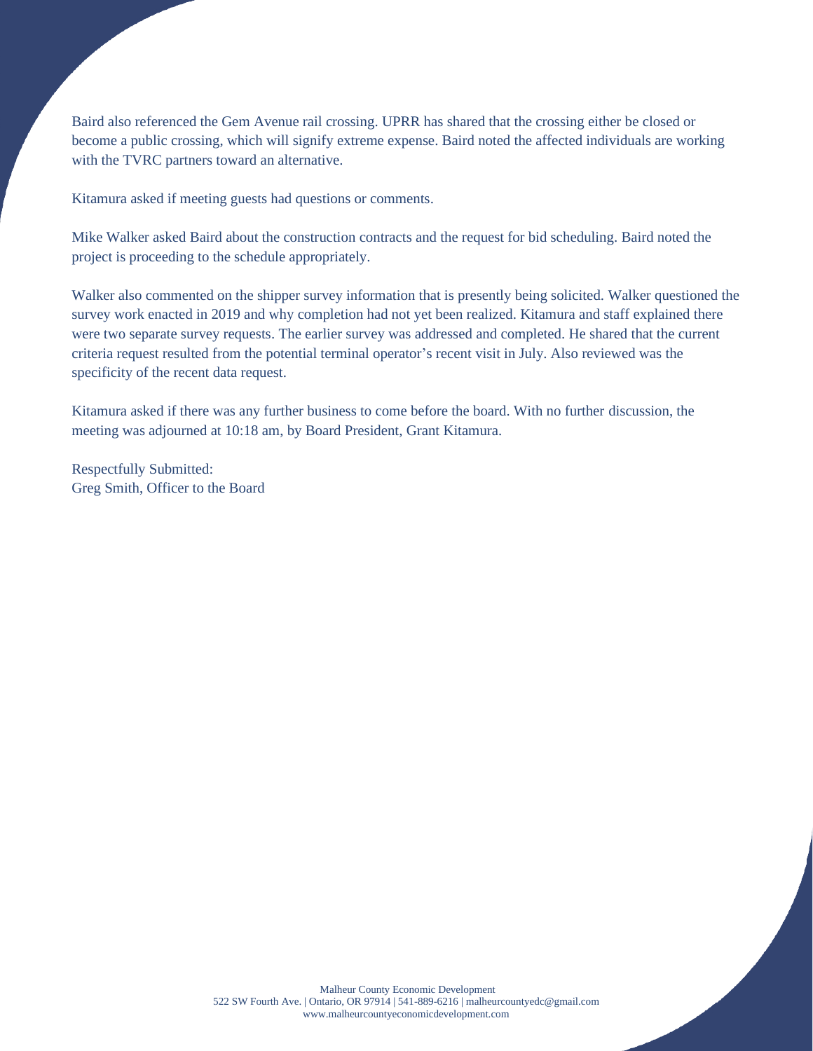Baird also referenced the Gem Avenue rail crossing. UPRR has shared that the crossing either be closed or become a public crossing, which will signify extreme expense. Baird noted the affected individuals are working with the TVRC partners toward an alternative.

Kitamura asked if meeting guests had questions or comments.

Mike Walker asked Baird about the construction contracts and the request for bid scheduling. Baird noted the project is proceeding to the schedule appropriately.

Walker also commented on the shipper survey information that is presently being solicited. Walker questioned the survey work enacted in 2019 and why completion had not yet been realized. Kitamura and staff explained there were two separate survey requests. The earlier survey was addressed and completed. He shared that the current criteria request resulted from the potential terminal operator's recent visit in July. Also reviewed was the specificity of the recent data request.

Kitamura asked if there was any further business to come before the board. With no further discussion, the meeting was adjourned at 10:18 am, by Board President, Grant Kitamura.

Respectfully Submitted:
Greg Smith, Officer to the Board